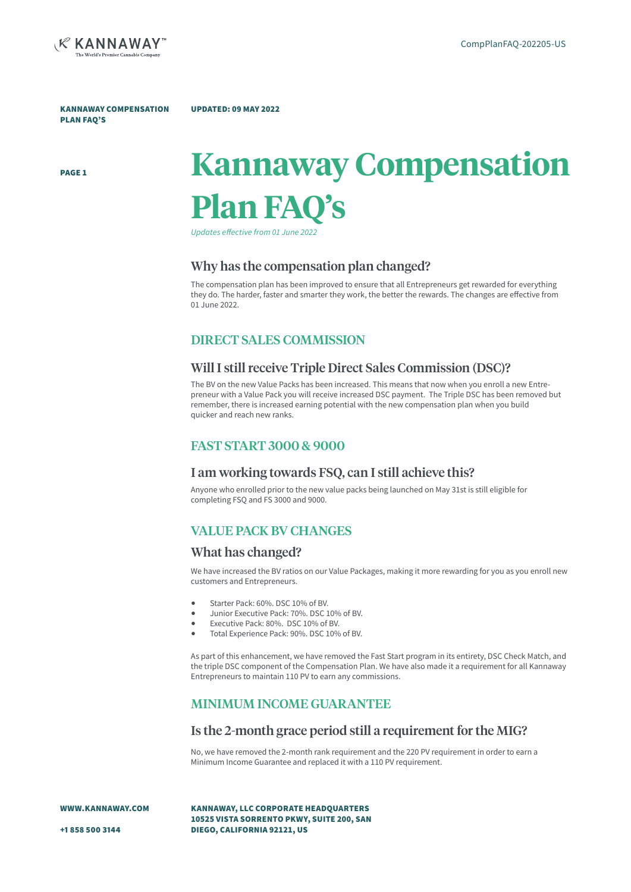**KANNAWAY COMPENSATION PLAN FAQ'S**

**UPDATED: 09 MAY 2022**

# Kannaway Compensation Plan FAQ's

*Updates effective from 01 June 2022*

### Why has the compensation plan changed?

The compensation plan has been improved to ensure that all Entrepreneurs get rewarded for everything they do. The harder, faster and smarter they work, the better the rewards. The changes are effective from 01 June 2022.

## DIRECT SALES COMMISSION

### Will I still receive Triple Direct Sales Commission (DSC)?

The BV on the new Value Packs has been increased. This means that now when you enroll a new Entrepreneur with a Value Pack you will receive increased DSC payment. The Triple DSC has been removed but remember, there is increased earning potential with the new compensation plan when you build quicker and reach new ranks.

## FAST START 3000 & 9000

### I am working towards FSQ, can I still achieve this?

Anyone who enrolled prior to the new value packs being launched on May 31st is still eligible for completing FSQ and FS 3000 and 9000.

## VALUE PACK BV CHANGES

### What has changed?

We have increased the BV ratios on our Value Packages, making it more rewarding for you as you enroll new customers and Entrepreneurs.

- Starter Pack: 60%. DSC 10% of BV.
- Junior Executive Pack: 70%. DSC 10% of BV.
- Executive Pack: 80%. DSC 10% of BV.
- Total Experience Pack: 90%. DSC 10% of BV.

As part of this enhancement, we have removed the Fast Start program in its entirety, DSC Check Match, and the triple DSC component of the Compensation Plan. We have also made it a requirement for all Kannaway Entrepreneurs to maintain 110 PV to earn any commissions.

## MINIMUM INCOME GUARANTEE

### Is the 2-month grace period still a requirement for the MIG?

No, we have removed the 2-month rank requirement and the 220 PV requirement in order to earn a Minimum Income Guarantee and replaced it with a 110 PV requirement.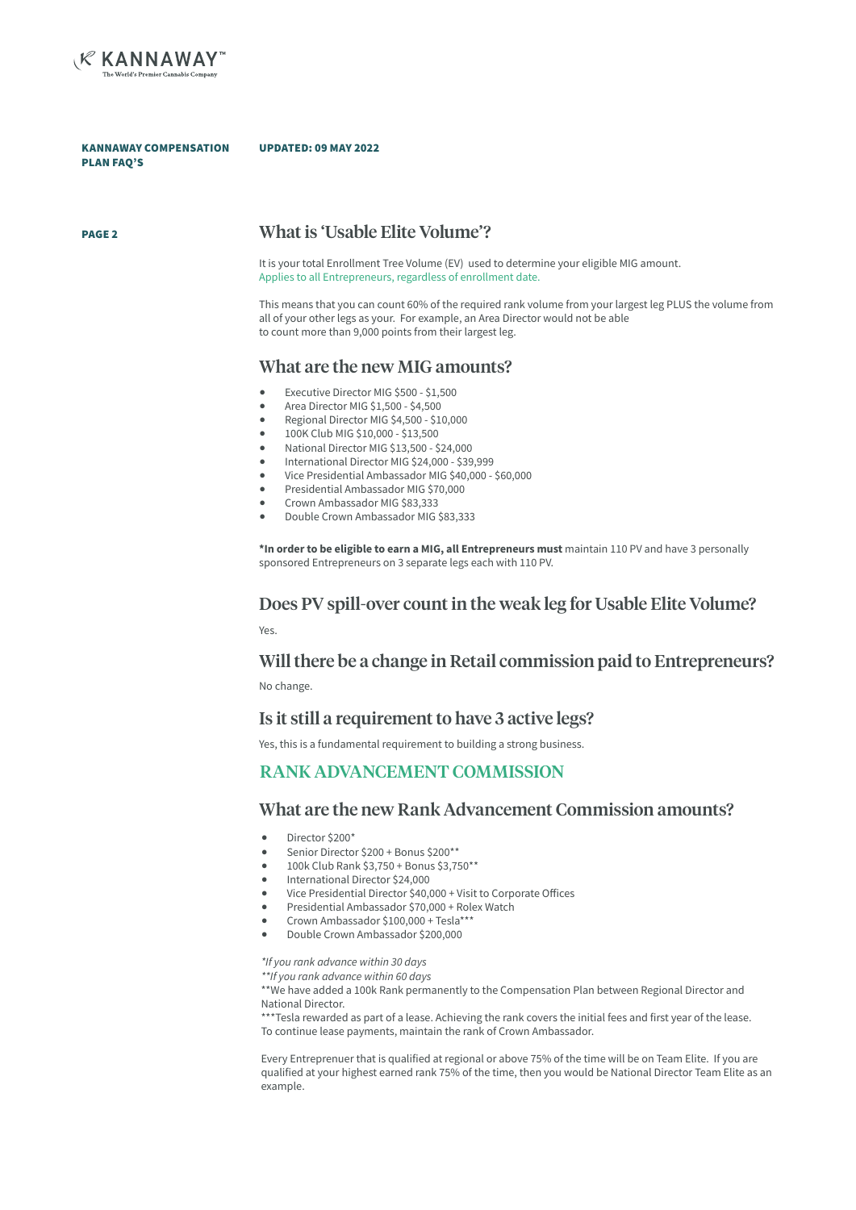## What is 'Usable Elite Volume'?

It is your total Enrollment Tree Volume (EV) used to determine your eligible MIG amount.
Applies to all Entrepreneurs, regardless of enrollment date.

This means that you can count 60% of the required rank volume from your largest leg PLUS the volume from all of your other legs as your. For example, an Area Director would not be able to count more than 9,000 points from their largest leg.

## What are the new MIG amounts?

- Executive Director MIG $500 - $1,500
- Area Director MIG $1,500 - $4,500
- Regional Director MIG $4,500 - $10,000
- 100K Club MIG $10,000 - $13,500
- National Director MIG $13,500 - $24,000
- International Director MIG $24,000 - $39,999
- Vice Presidential Ambassador MIG $40,000 - $60,000
- Presidential Ambassador MIG $70,000
- Crown Ambassador MIG $83,333
- Double Crown Ambassador MIG $83,333

**\*In order to be eligible to earn a MIG, all Entrepreneurs must** maintain 110 PV and have 3 personally sponsored Entrepreneurs on 3 separate legs each with 110 PV.

## Does PV spill-over count in the weak leg for Usable Elite Volume?

Yes.

## Will there be a change in Retail commission paid to Entrepreneurs?

No change.

## Is it still a requirement to have 3 active legs?

Yes, this is a fundamental requirement to building a strong business.

# RANK ADVANCEMENT COMMISSION

## What are the new Rank Advancement Commission amounts?

- Director $200*
- Senior Director $200 + Bonus $200**
- 100k Club Rank $3,750 + Bonus $3,750**
- International Director $24,000
- Vice Presidential Director $40,000 + Visit to Corporate Offices
- Presidential Ambassador $70,000 + Rolex Watch
- Crown Ambassador $100,000 + Tesla***
- Double Crown Ambassador $200,000

*\*If you rank advance within 30 days*
*\*\*If you rank advance within 60 days*
**We have added a 100k Rank permanently to the Compensation Plan between Regional Director and National Director.
***Tesla rewarded as part of a lease. Achieving the rank covers the initial fees and first year of the lease. To continue lease payments, maintain the rank of Crown Ambassador.

Every Entreprenuer that is qualified at regional or above 75% of the time will be on Team Elite. If you are qualified at your highest earned rank 75% of the time, then you would be National Director Team Elite as an example.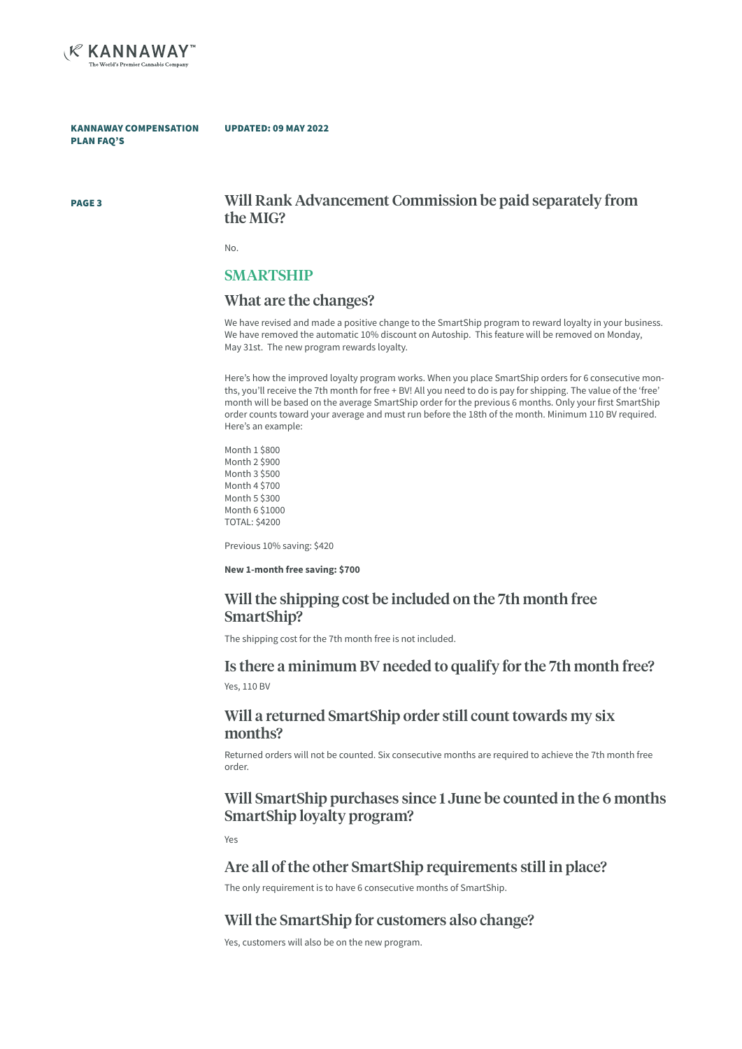## Will Rank Advancement Commission be paid separately from the MIG?

No.

# SMARTSHIP

## What are the changes?

We have revised and made a positive change to the SmartShip program to reward loyalty in your business. We have removed the automatic 10% discount on Autoship. This feature will be removed on Monday, May 31st. The new program rewards loyalty.

Here's how the improved loyalty program works. When you place SmartShip orders for 6 consecutive months, you'll receive the 7th month for free + BV! All you need to do is pay for shipping. The value of the 'free' month will be based on the average SmartShip order for the previous 6 months. Only your first SmartShip order counts toward your average and must run before the 18th of the month. Minimum 110 BV required. Here's an example:

Month 1 $800
Month 2 $900
Month 3 $500
Month 4 $700
Month 5 $300
Month 6 $1000
TOTAL: $4200

Previous 10% saving: $420

**New 1-month free saving: $700**

## Will the shipping cost be included on the 7th month free SmartShip?

The shipping cost for the 7th month free is not included.

## Is there a minimum BV needed to qualify for the 7th month free?

Yes, 110 BV

## Will a returned SmartShip order still count towards my six months?

Returned orders will not be counted. Six consecutive months are required to achieve the 7th month free order.

## Will SmartShip purchases since 1 June be counted in the 6 months SmartShip loyalty program?

Yes

## Are all of the other SmartShip requirements still in place?

The only requirement is to have 6 consecutive months of SmartShip.

## Will the SmartShip for customers also change?

Yes, customers will also be on the new program.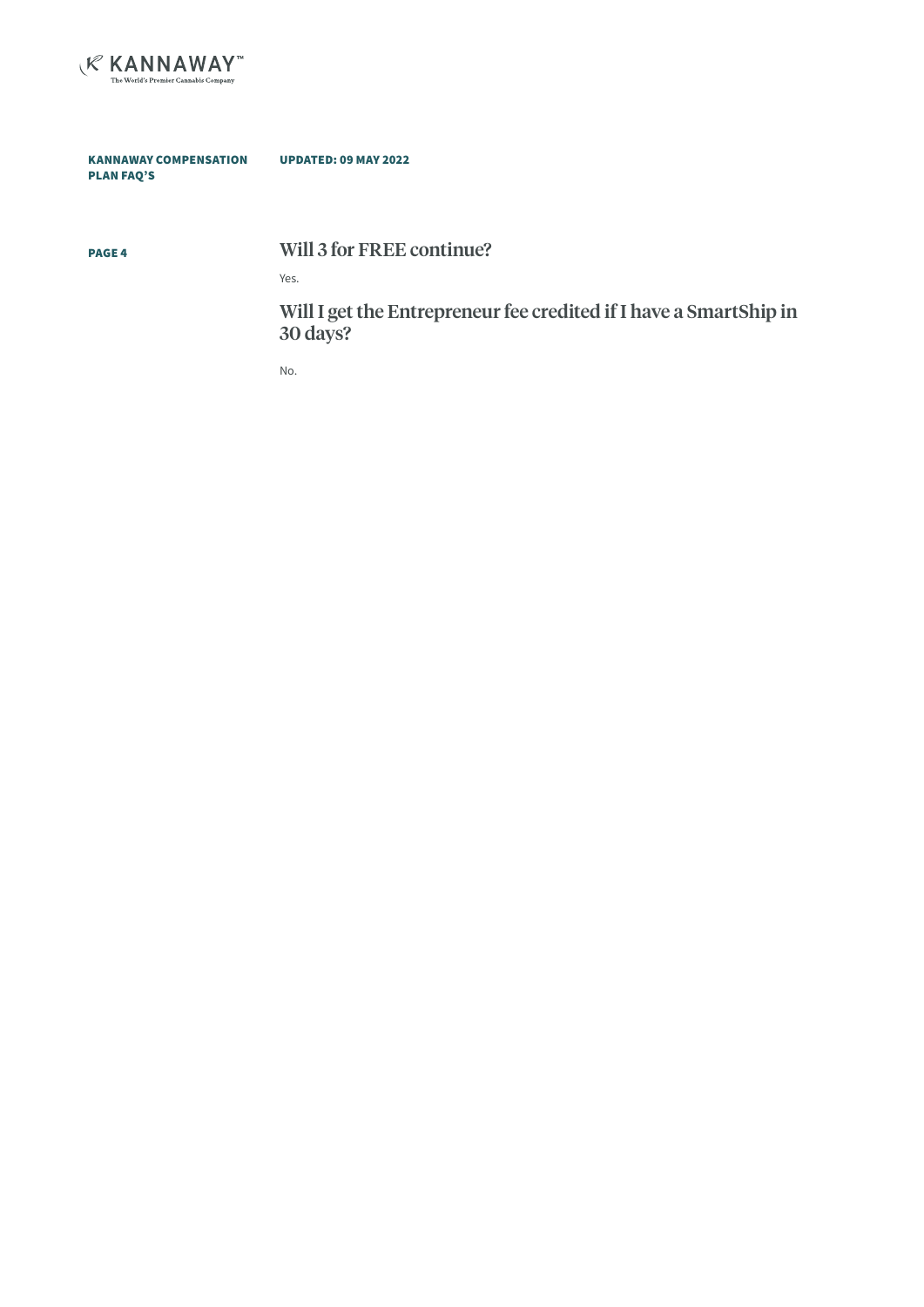## Will 3 for FREE continue?

Yes.

## Will I get the Entrepreneur fee credited if I have a SmartShip in 30 days?

No.